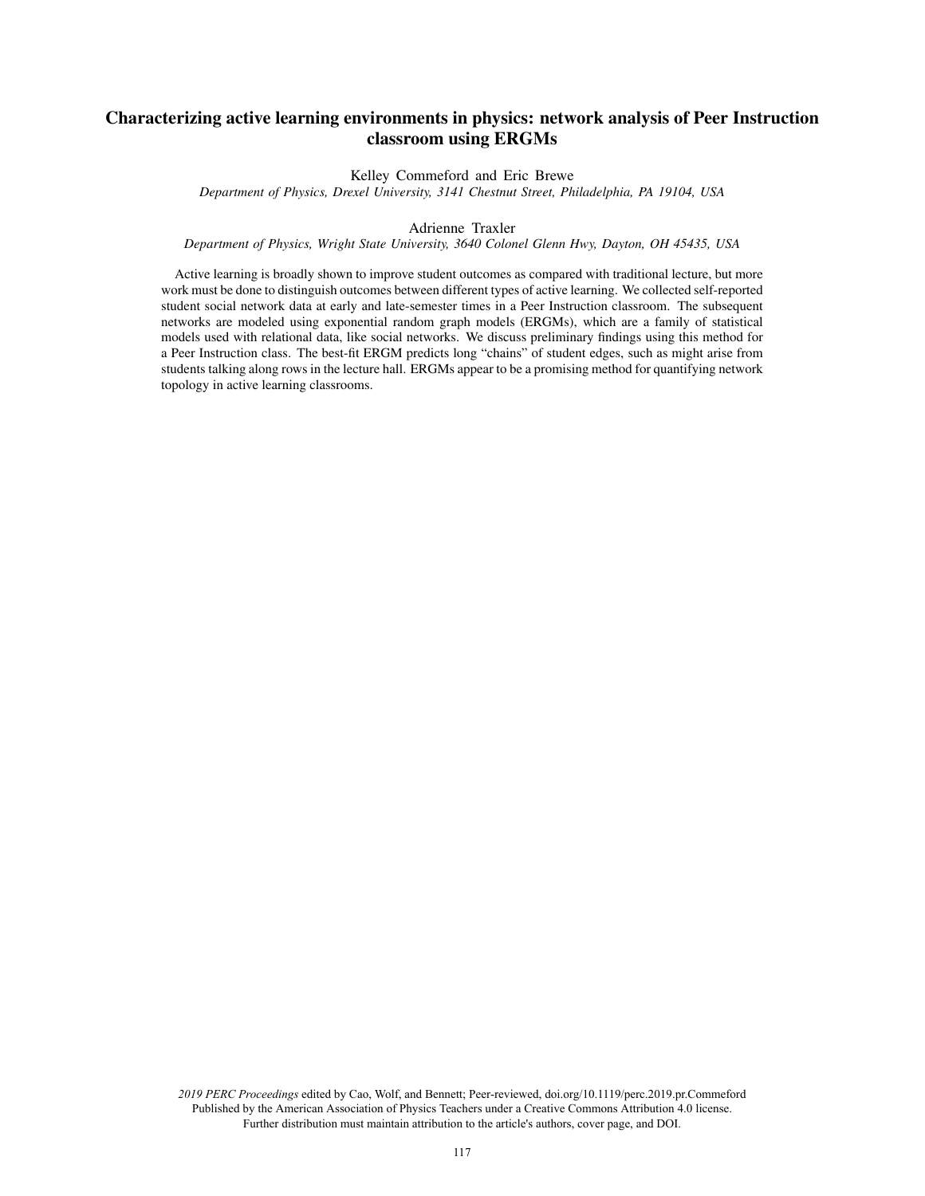# Characterizing active learning environments in physics: network analysis of Peer Instruction classroom using ERGMs

Kelley Commeford and Eric Brewe

*Department of Physics, Drexel University, 3141 Chestnut Street, Philadelphia, PA 19104, USA*

Adrienne Traxler

*Department of Physics, Wright State University, 3640 Colonel Glenn Hwy, Dayton, OH 45435, USA*

Active learning is broadly shown to improve student outcomes as compared with traditional lecture, but more work must be done to distinguish outcomes between different types of active learning. We collected self-reported student social network data at early and late-semester times in a Peer Instruction classroom. The subsequent networks are modeled using exponential random graph models (ERGMs), which are a family of statistical models used with relational data, like social networks. We discuss preliminary findings using this method for a Peer Instruction class. The best-fit ERGM predicts long "chains" of student edges, such as might arise from students talking along rows in the lecture hall. ERGMs appear to be a promising method for quantifying network topology in active learning classrooms.

*2019 PERC Proceedings* edited by Cao, Wolf, and Bennett; Peer-reviewed, doi.org/10.1119/perc.2019.pr.Commeford
Published by the American Association of Physics Teachers under a Creative Commons Attribution 4.0 license.
Further distribution must maintain attribution to the article's authors, cover page, and DOI.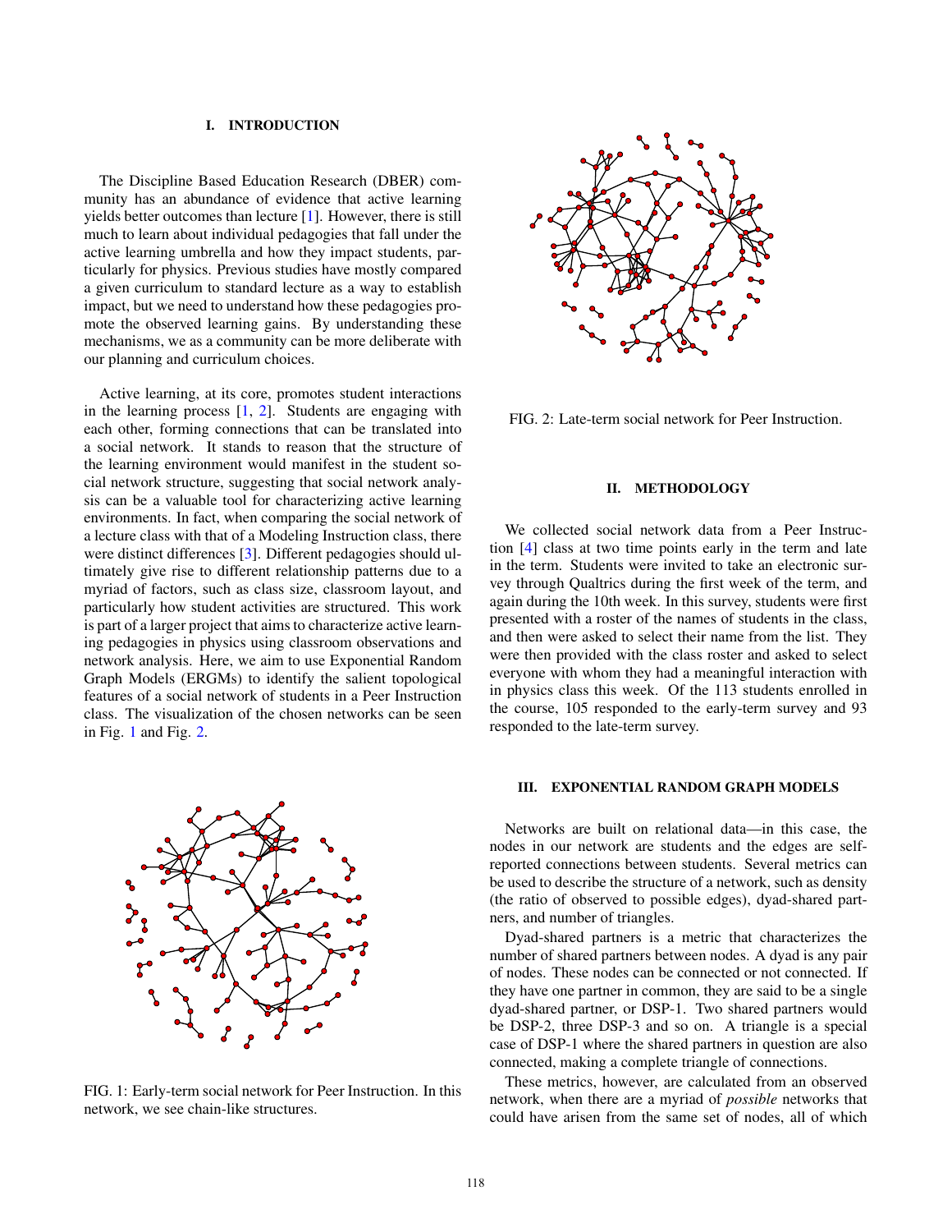## I. INTRODUCTION

The Discipline Based Education Research (DBER) community has an abundance of evidence that active learning yields better outcomes than lecture [1]. However, there is still much to learn about individual pedagogies that fall under the active learning umbrella and how they impact students, particularly for physics. Previous studies have mostly compared a given curriculum to standard lecture as a way to establish impact, but we need to understand how these pedagogies promote the observed learning gains. By understanding these mechanisms, we as a community can be more deliberate with our planning and curriculum choices.

Active learning, at its core, promotes student interactions in the learning process [1, 2]. Students are engaging with each other, forming connections that can be translated into a social network. It stands to reason that the structure of the learning environment would manifest in the student social network structure, suggesting that social network analysis can be a valuable tool for characterizing active learning environments. In fact, when comparing the social network of a lecture class with that of a Modeling Instruction class, there were distinct differences [3]. Different pedagogies should ultimately give rise to different relationship patterns due to a myriad of factors, such as class size, classroom layout, and particularly how student activities are structured. This work is part of a larger project that aims to characterize active learning pedagogies in physics using classroom observations and network analysis. Here, we aim to use Exponential Random Graph Models (ERGMs) to identify the salient topological features of a social network of students in a Peer Instruction class. The visualization of the chosen networks can be seen in Fig. 1 and Fig. 2.

FIG. 1: Early-term social network for Peer Instruction. In this network, we see chain-like structures.

FIG. 2: Late-term social network for Peer Instruction.

## II. METHODOLOGY

We collected social network data from a Peer Instruction [4] class at two time points early in the term and late in the term. Students were invited to take an electronic survey through Qualtrics during the first week of the term, and again during the 10th week. In this survey, students were first presented with a roster of the names of students in the class, and then were asked to select their name from the list. They were then provided with the class roster and asked to select everyone with whom they had a meaningful interaction with in physics class this week. Of the 113 students enrolled in the course, 105 responded to the early-term survey and 93 responded to the late-term survey.

## III. EXPONENTIAL RANDOM GRAPH MODELS

Networks are built on relational data—in this case, the nodes in our network are students and the edges are self-reported connections between students. Several metrics can be used to describe the structure of a network, such as density (the ratio of observed to possible edges), dyad-shared partners, and number of triangles.

Dyad-shared partners is a metric that characterizes the number of shared partners between nodes. A dyad is any pair of nodes. These nodes can be connected or not connected. If they have one partner in common, they are said to be a single dyad-shared partner, or DSP-1. Two shared partners would be DSP-2, three DSP-3 and so on. A triangle is a special case of DSP-1 where the shared partners in question are also connected, making a complete triangle of connections.

These metrics, however, are calculated from an observed network, when there are a myriad of *possible* networks that could have arisen from the same set of nodes, all of which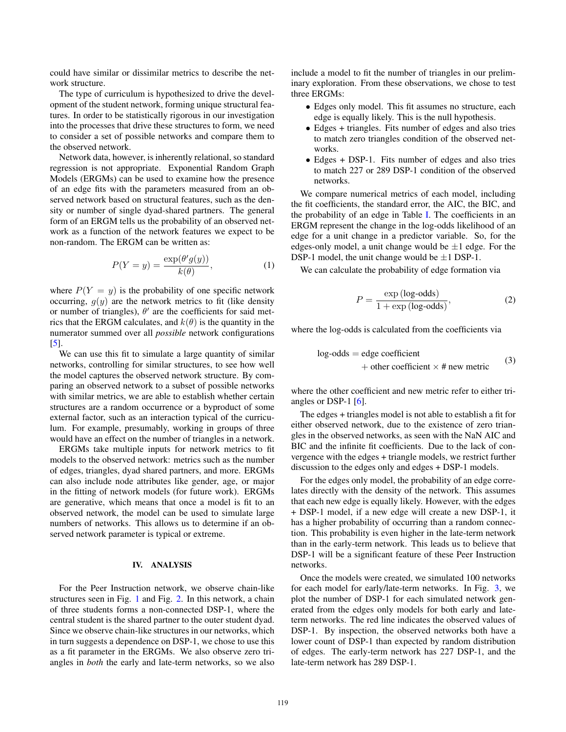could have similar or dissimilar metrics to describe the network structure.

The type of curriculum is hypothesized to drive the development of the student network, forming unique structural features. In order to be statistically rigorous in our investigation into the processes that drive these structures to form, we need to consider a set of possible networks and compare them to the observed network.

Network data, however, is inherently relational, so standard regression is not appropriate. Exponential Random Graph Models (ERGMs) can be used to examine how the presence of an edge fits with the parameters measured from an observed network based on structural features, such as the density or number of single dyad-shared partners. The general form of an ERGM tells us the probability of an observed network as a function of the network features we expect to be non-random. The ERGM can be written as:

$$P(Y = y) = \frac{\exp(\theta' g(y))}{k(\theta)}, \tag{1}$$

where $P(Y = y)$ is the probability of one specific network occurring, $g(y)$ are the network metrics to fit (like density or number of triangles), $\theta'$ are the coefficients for said metrics that the ERGM calculates, and $k(\theta)$ is the quantity in the numerator summed over all *possible* network configurations [5].

We can use this fit to simulate a large quantity of similar networks, controlling for similar structures, to see how well the model captures the observed network structure. By comparing an observed network to a subset of possible networks with similar metrics, we are able to establish whether certain structures are a random occurrence or a byproduct of some external factor, such as an interaction typical of the curriculum. For example, presumably, working in groups of three would have an effect on the number of triangles in a network.

ERGMs take multiple inputs for network metrics to fit models to the observed network: metrics such as the number of edges, triangles, dyad shared partners, and more. ERGMs can also include node attributes like gender, age, or major in the fitting of network models (for future work). ERGMs are generative, which means that once a model is fit to an observed network, the model can be used to simulate large numbers of networks. This allows us to determine if an observed network parameter is typical or extreme.

## IV. ANALYSIS

For the Peer Instruction network, we observe chain-like structures seen in Fig. 1 and Fig. 2. In this network, a chain of three students forms a non-connected DSP-1, where the central student is the shared partner to the outer student dyad. Since we observe chain-like structures in our networks, which in turn suggests a dependence on DSP-1, we chose to use this as a fit parameter in the ERGMs. We also observe zero triangles in *both* the early and late-term networks, so we also include a model to fit the number of triangles in our preliminary exploration. From these observations, we chose to test three ERGMs:

- Edges only model. This fit assumes no structure, each edge is equally likely. This is the null hypothesis.
- Edges + triangles. Fits number of edges and also tries to match zero triangles condition of the observed networks.
- Edges + DSP-1. Fits number of edges and also tries to match 227 or 289 DSP-1 condition of the observed networks.

We compare numerical metrics of each model, including the fit coefficients, the standard error, the AIC, the BIC, and the probability of an edge in Table I. The coefficients in an ERGM represent the change in the log-odds likelihood of an edge for a unit change in a predictor variable. So, for the edges-only model, a unit change would be $\pm 1$ edge. For the DSP-1 model, the unit change would be $\pm 1$ DSP-1.

We can calculate the probability of edge formation via

$$P = \frac{\exp\left(\text{log-odds}\right)}{1 + \exp\left(\text{log-odds}\right)}, \tag{2}$$

where the log-odds is calculated from the coefficients via

$$\begin{aligned}\text{log-odds} &= \text{edge coefficient} \\ &\quad + \text{other coefficient} \times \text{\# new metric}\end{aligned} \tag{3}$$

where the other coefficient and new metric refer to either triangles or DSP-1 [6].

The edges + triangles model is not able to establish a fit for either observed network, due to the existence of zero triangles in the observed networks, as seen with the NaN AIC and BIC and the infinite fit coefficients. Due to the lack of convergence with the edges + triangle models, we restrict further discussion to the edges only and edges + DSP-1 models.

For the edges only model, the probability of an edge correlates directly with the density of the network. This assumes that each new edge is equally likely. However, with the edges + DSP-1 model, if a new edge will create a new DSP-1, it has a higher probability of occurring than a random connection. This probability is even higher in the late-term network than in the early-term network. This leads us to believe that DSP-1 will be a significant feature of these Peer Instruction networks.

Once the models were created, we simulated 100 networks for each model for early/late-term networks. In Fig. 3, we plot the number of DSP-1 for each simulated network generated from the edges only models for both early and late-term networks. The red line indicates the observed values of DSP-1. By inspection, the observed networks both have a lower count of DSP-1 than expected by random distribution of edges. The early-term network has 227 DSP-1, and the late-term network has 289 DSP-1.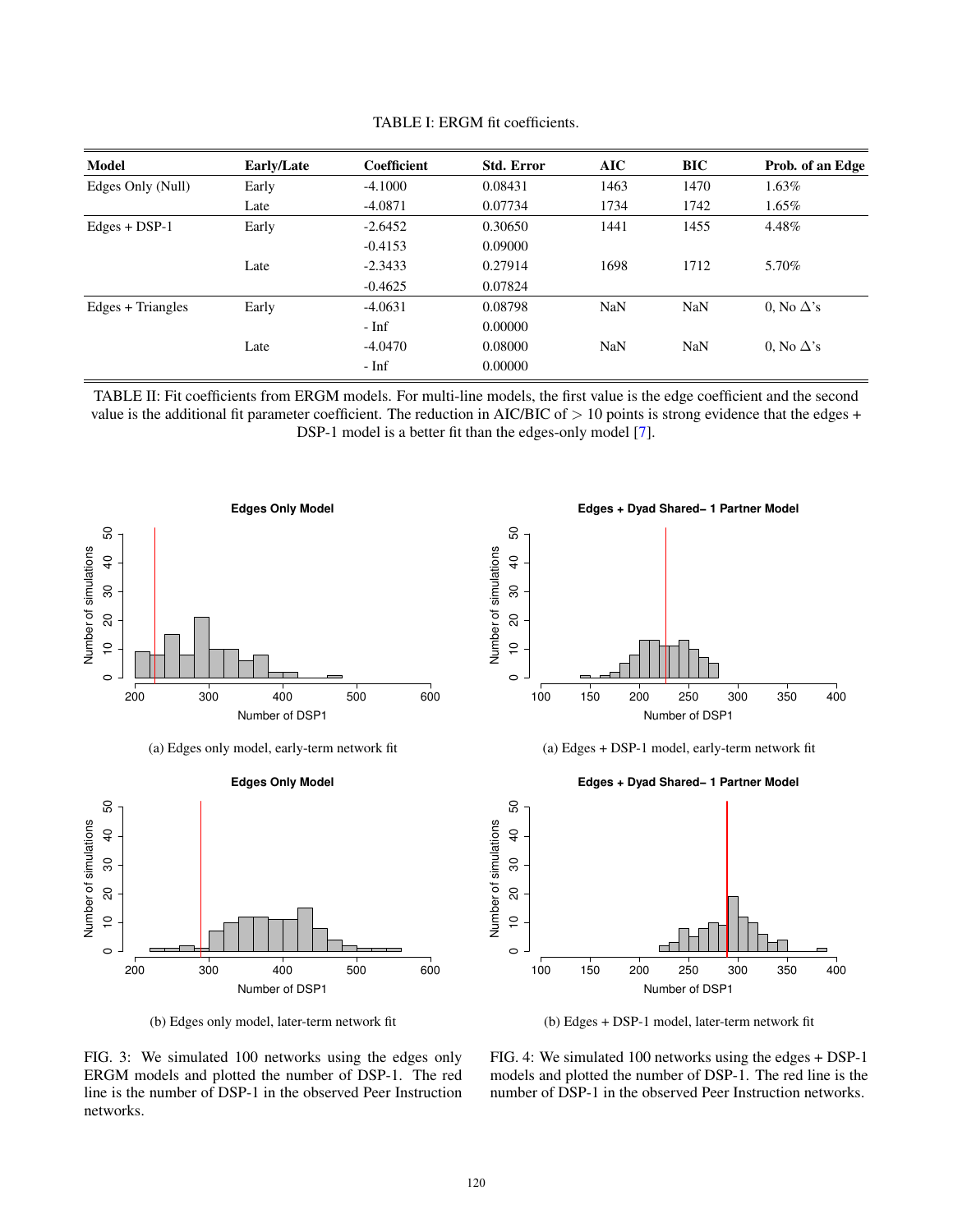TABLE I: ERGM fit coefficients.

| Model | Early/Late | Coefficient | Std. Error | AIC | BIC | Prob. of an Edge |
|---|---|---|---|---|---|---|
| Edges Only (Null) | Early | -4.1000 | 0.08431 | 1463 | 1470 | 1.63% |
| | Late | -4.0871 | 0.07734 | 1734 | 1742 | 1.65% |
| Edges + DSP-1 | Early | -2.6452 | 0.30650 | 1441 | 1455 | 4.48% |
| | | -0.4153 | 0.09000 | | | |
| | Late | -2.3433 | 0.27914 | 1698 | 1712 | 5.70% |
| | | -0.4625 | 0.07824 | | | |
| Edges + Triangles | Early | -4.0631 | 0.08798 | NaN | NaN | 0, No $\Delta$'s |
| | | - Inf | 0.00000 | | | |
| | Late | -4.0470 | 0.08000 | NaN | NaN | 0, No $\Delta$'s |
| | | - Inf | 0.00000 | | | |

TABLE II: Fit coefficients from ERGM models. For multi-line models, the first value is the edge coefficient and the second value is the additional fit parameter coefficient. The reduction in AIC/BIC of $> 10$ points is strong evidence that the edges + DSP-1 model is a better fit than the edges-only model [7].

(a) Edges only model, early-term network fit

(b) Edges only model, later-term network fit

FIG. 3: We simulated 100 networks using the edges only ERGM models and plotted the number of DSP-1. The red line is the number of DSP-1 in the observed Peer Instruction networks.

(a) Edges + DSP-1 model, early-term network fit

(b) Edges + DSP-1 model, later-term network fit

FIG. 4: We simulated 100 networks using the edges + DSP-1 models and plotted the number of DSP-1. The red line is the number of DSP-1 in the observed Peer Instruction networks.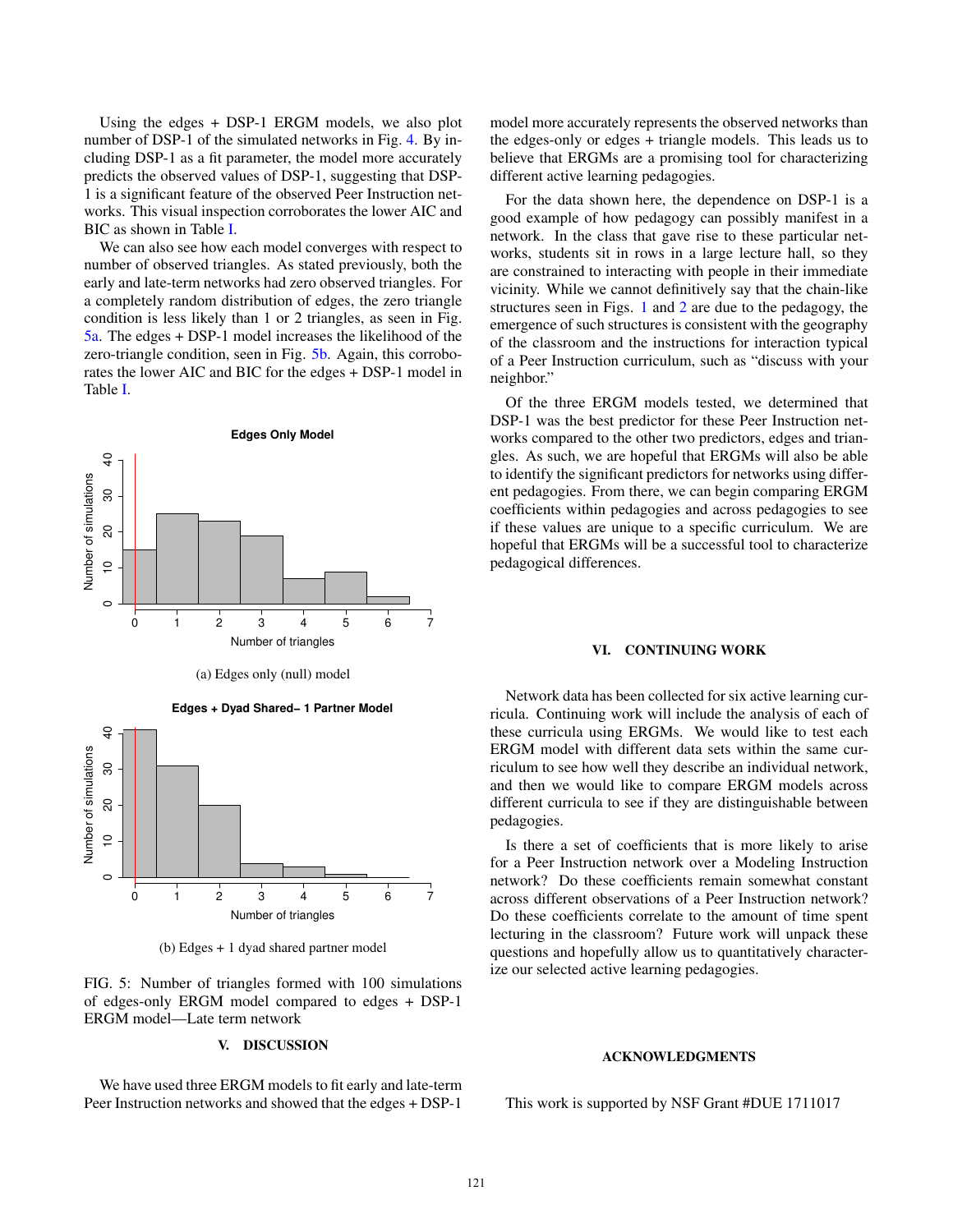Using the edges + DSP-1 ERGM models, we also plot number of DSP-1 of the simulated networks in Fig. 4. By including DSP-1 as a fit parameter, the model more accurately predicts the observed values of DSP-1, suggesting that DSP-1 is a significant feature of the observed Peer Instruction networks. This visual inspection corroborates the lower AIC and BIC as shown in Table I.

We can also see how each model converges with respect to number of observed triangles. As stated previously, both the early and late-term networks had zero observed triangles. For a completely random distribution of edges, the zero triangle condition is less likely than 1 or 2 triangles, as seen in Fig. 5a. The edges + DSP-1 model increases the likelihood of the zero-triangle condition, seen in Fig. 5b. Again, this corroborates the lower AIC and BIC for the edges + DSP-1 model in Table I.

(a) Edges only (null) model

(b) Edges + 1 dyad shared partner model

FIG. 5: Number of triangles formed with 100 simulations of edges-only ERGM model compared to edges + DSP-1 ERGM model—Late term network

## V. DISCUSSION

We have used three ERGM models to fit early and late-term Peer Instruction networks and showed that the edges + DSP-1 model more accurately represents the observed networks than the edges-only or edges + triangle models. This leads us to believe that ERGMs are a promising tool for characterizing different active learning pedagogies.

For the data shown here, the dependence on DSP-1 is a good example of how pedagogy can possibly manifest in a network. In the class that gave rise to these particular networks, students sit in rows in a large lecture hall, so they are constrained to interacting with people in their immediate vicinity. While we cannot definitively say that the chain-like structures seen in Figs. 1 and 2 are due to the pedagogy, the emergence of such structures is consistent with the geography of the classroom and the instructions for interaction typical of a Peer Instruction curriculum, such as "discuss with your neighbor."

Of the three ERGM models tested, we determined that DSP-1 was the best predictor for these Peer Instruction networks compared to the other two predictors, edges and triangles. As such, we are hopeful that ERGMs will also be able to identify the significant predictors for networks using different pedagogies. From there, we can begin comparing ERGM coefficients within pedagogies and across pedagogies to see if these values are unique to a specific curriculum. We are hopeful that ERGMs will be a successful tool to characterize pedagogical differences.

## VI. CONTINUING WORK

Network data has been collected for six active learning curricula. Continuing work will include the analysis of each of these curricula using ERGMs. We would like to test each ERGM model with different data sets within the same curriculum to see how well they describe an individual network, and then we would like to compare ERGM models across different curricula to see if they are distinguishable between pedagogies.

Is there a set of coefficients that is more likely to arise for a Peer Instruction network over a Modeling Instruction network? Do these coefficients remain somewhat constant across different observations of a Peer Instruction network? Do these coefficients correlate to the amount of time spent lecturing in the classroom? Future work will unpack these questions and hopefully allow us to quantitatively characterize our selected active learning pedagogies.

## ACKNOWLEDGMENTS

This work is supported by NSF Grant #DUE 1711017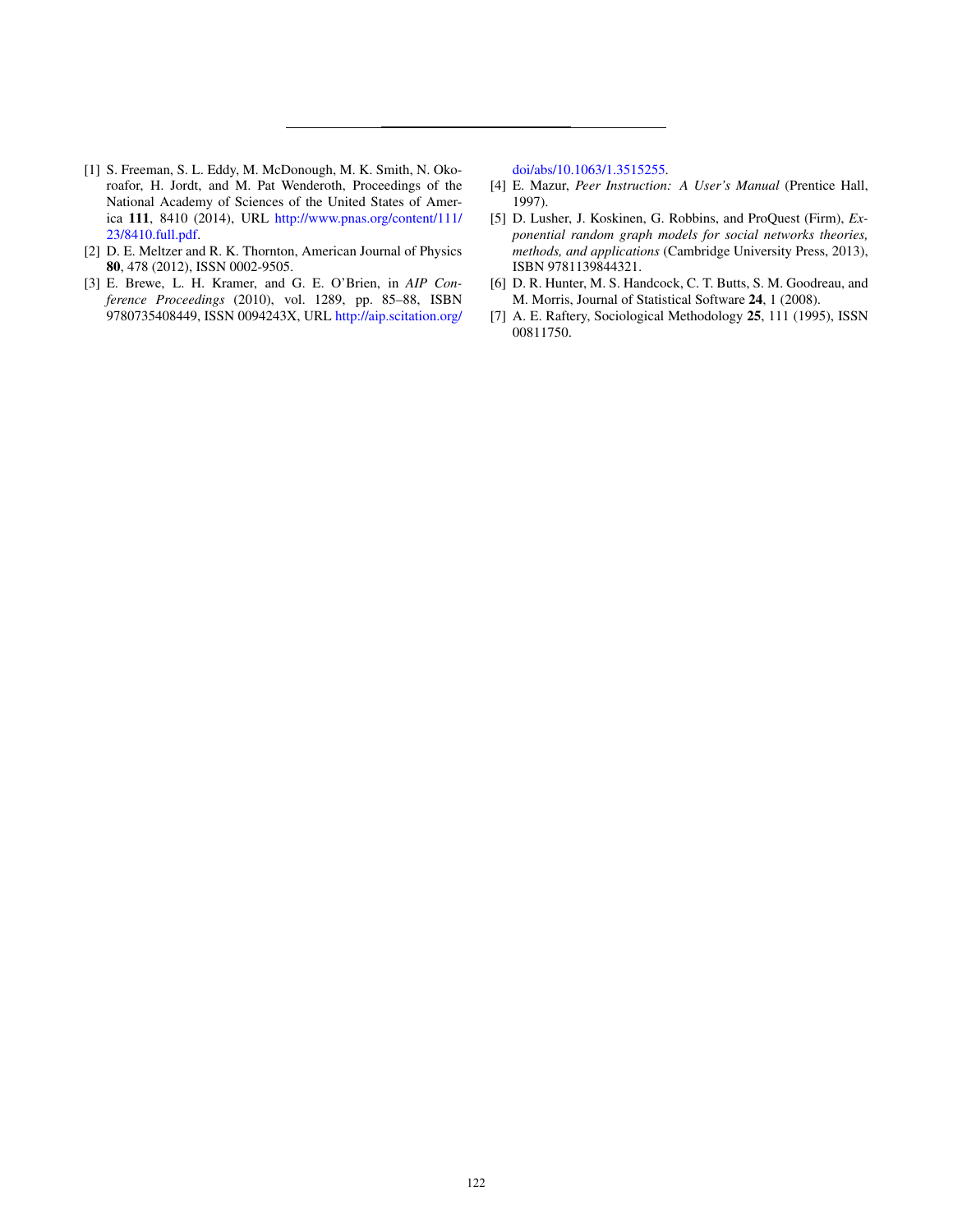[1] S. Freeman, S. L. Eddy, M. McDonough, M. K. Smith, N. Okoroafor, H. Jordt, and M. Pat Wenderoth, Proceedings of the National Academy of Sciences of the United States of America **111**, 8410 (2014), URL http://www.pnas.org/content/111/23/8410.full.pdf.

[2] D. E. Meltzer and R. K. Thornton, American Journal of Physics **80**, 478 (2012), ISSN 0002-9505.

[3] E. Brewe, L. H. Kramer, and G. E. O'Brien, in *AIP Conference Proceedings* (2010), vol. 1289, pp. 85–88, ISBN 9780735408449, ISSN 0094243X, URL http://aip.scitation.org/doi/abs/10.1063/1.3515255.

[4] E. Mazur, *Peer Instruction: A User's Manual* (Prentice Hall, 1997).

[5] D. Lusher, J. Koskinen, G. Robbins, and ProQuest (Firm), *Exponential random graph models for social networks theories, methods, and applications* (Cambridge University Press, 2013), ISBN 9781139844321.

[6] D. R. Hunter, M. S. Handcock, C. T. Butts, S. M. Goodreau, and M. Morris, Journal of Statistical Software **24**, 1 (2008).

[7] A. E. Raftery, Sociological Methodology **25**, 111 (1995), ISSN 00811750.